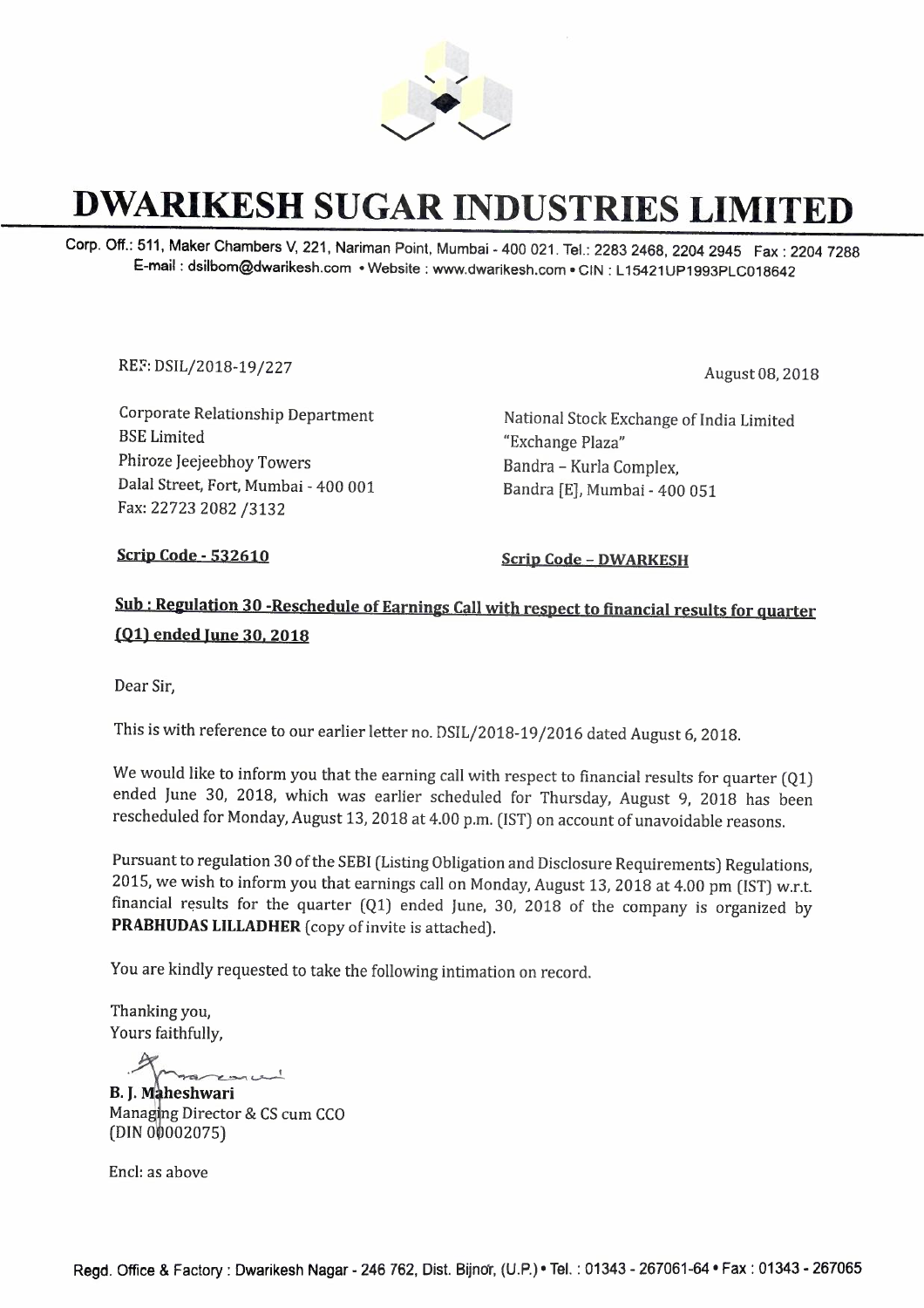# DWARIKESH SUGAR INDUSTRIES LIMITED

Corp. Off.: 511, Maker Chambers V, 221, Nariman Point, Mumbai - 400 021. Tel.: 2283 2468, 2204 2945 Fax : 2204 7288
E-mail : dsilbom@dwarikesh.com • Website : www.dwarikesh.com • CIN : L15421UP1993PLC018642

REF: DSIL/2018-19/227

August 08, 2018

Corporate Relationship Department
BSE Limited
Phiroze Jeejeebhoy Towers
Dalal Street, Fort, Mumbai - 400 001
Fax: 22723 2082 /3132

National Stock Exchange of India Limited
"Exchange Plaza"
Bandra – Kurla Complex,
Bandra [E], Mumbai - 400 051

**Scrip Code - 532610**

**Scrip Code – DWARKESH**

**Sub : Regulation 30 -Reschedule of Earnings Call with respect to financial results for quarter (Q1) ended June 30, 2018**

Dear Sir,

This is with reference to our earlier letter no. DSIL/2018-19/2016 dated August 6, 2018.

We would like to inform you that the earning call with respect to financial results for quarter (Q1) ended June 30, 2018, which was earlier scheduled for Thursday, August 9, 2018 has been rescheduled for Monday, August 13, 2018 at 4.00 p.m. (IST) on account of unavoidable reasons.

Pursuant to regulation 30 of the SEBI (Listing Obligation and Disclosure Requirements) Regulations, 2015, we wish to inform you that earnings call on Monday, August 13, 2018 at 4.00 pm (IST) w.r.t. financial results for the quarter (Q1) ended June, 30, 2018 of the company is organized by **PRABHUDAS LILLADHER** (copy of invite is attached).

You are kindly requested to take the following intimation on record.

Thanking you,
Yours faithfully,

**B. J. Maheshwari**
Managing Director & CS cum CCO
(DIN 00002075)

Encl: as above

Regd. Office & Factory : Dwarikesh Nagar - 246 762, Dist. Bijnor, (U.P.) • Tel. : 01343 - 267061-64 • Fax : 01343 - 267065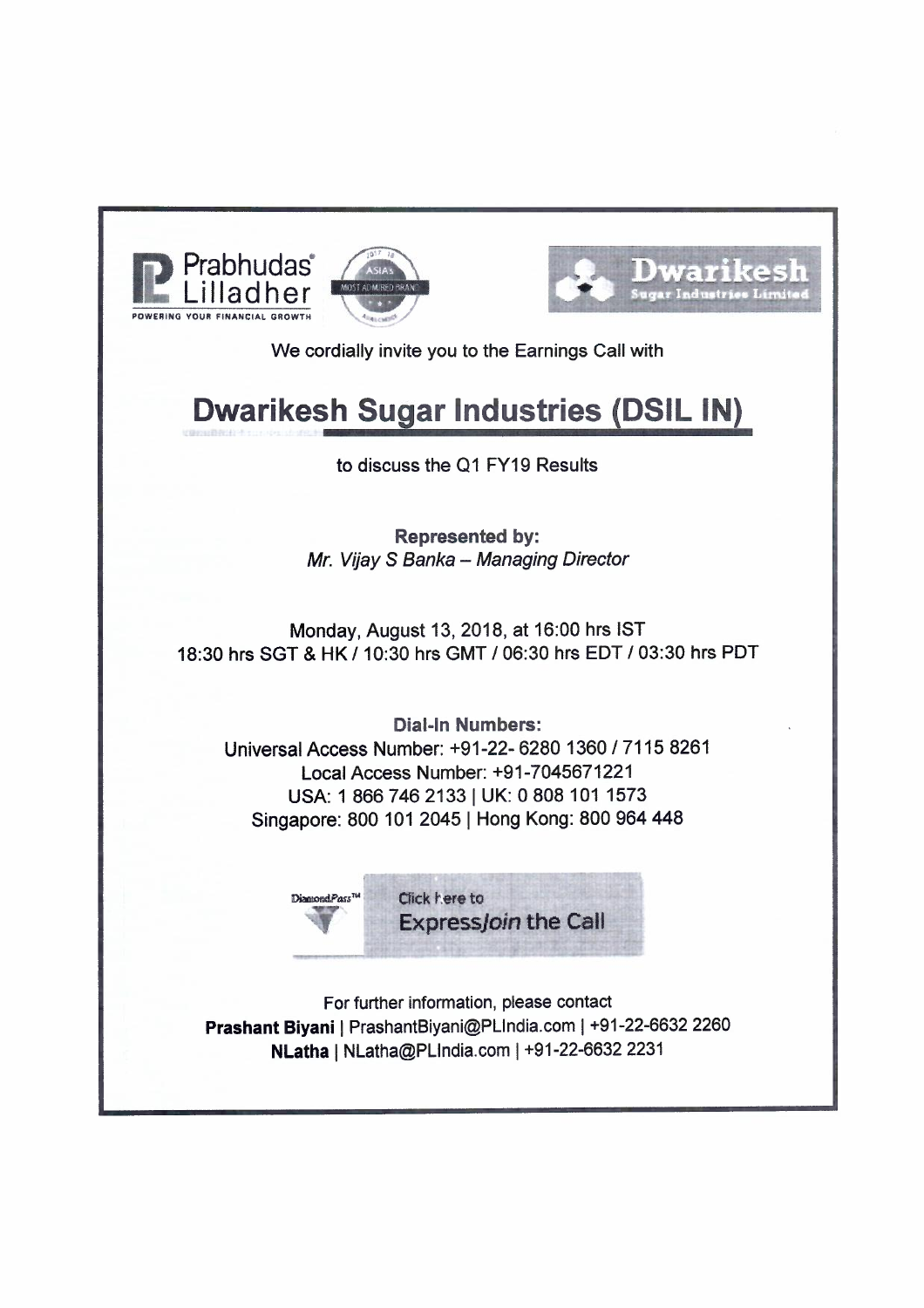Prabhudas Lilladher
POWERING YOUR FINANCIAL GROWTH

Dwarikesh
Sugar Industries Limited

We cordially invite you to the Earnings Call with

# Dwarikesh Sugar Industries (DSIL IN)

to discuss the Q1 FY19 Results

**Represented by:**
*Mr. Vijay S Banka – Managing Director*

Monday, August 13, 2018, at 16:00 hrs IST
18:30 hrs SGT & HK / 10:30 hrs GMT / 06:30 hrs EDT / 03:30 hrs PDT

**Dial-In Numbers:**
Universal Access Number: +91-22- 6280 1360 / 7115 8261
Local Access Number: +91-7045671221
USA: 1 866 746 2133 | UK: 0 808 101 1573
Singapore: 800 101 2045 | Hong Kong: 800 964 448

DiamondPass™ Click here to Express*Join* the Call

For further information, please contact
**Prashant Biyani** | PrashantBiyani@PLIndia.com | +91-22-6632 2260
**NLatha** | NLatha@PLIndia.com | +91-22-6632 2231